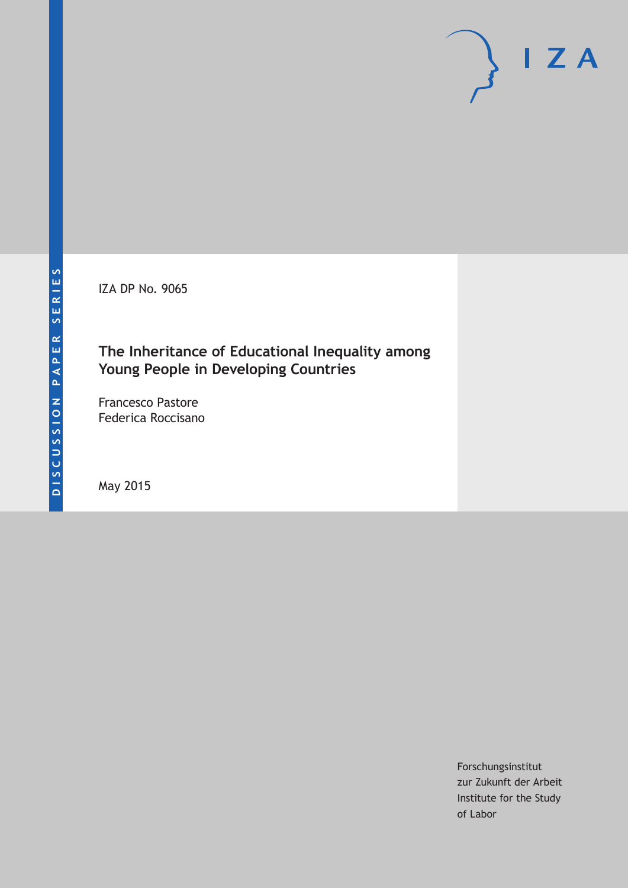DISCUSSION PAPER SERIES

IZA DP No. 9065

# The Inheritance of Educational Inequality among Young People in Developing Countries

Francesco Pastore
Federica Roccisano

May 2015

Forschungsinstitut
zur Zukunft der Arbeit
Institute for the Study
of Labor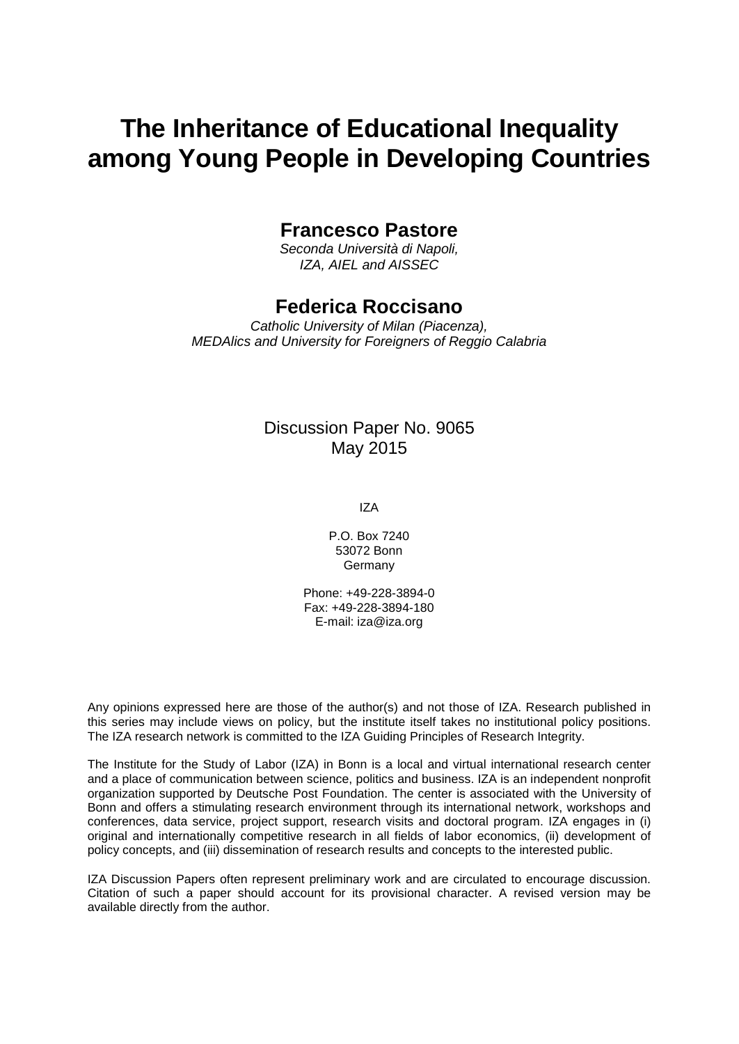# The Inheritance of Educational Inequality among Young People in Developing Countries

## Francesco Pastore

*Seconda Università di Napoli,*
*IZA, AIEL and AISSEC*

## Federica Roccisano

*Catholic University of Milan (Piacenza),*
*MEDAlics and University for Foreigners of Reggio Calabria*

Discussion Paper No. 9065
May 2015

IZA

P.O. Box 7240
53072 Bonn
Germany

Phone: +49-228-3894-0
Fax: +49-228-3894-180
E-mail: iza@iza.org

Any opinions expressed here are those of the author(s) and not those of IZA. Research published in this series may include views on policy, but the institute itself takes no institutional policy positions. The IZA research network is committed to the IZA Guiding Principles of Research Integrity.

The Institute for the Study of Labor (IZA) in Bonn is a local and virtual international research center and a place of communication between science, politics and business. IZA is an independent nonprofit organization supported by Deutsche Post Foundation. The center is associated with the University of Bonn and offers a stimulating research environment through its international network, workshops and conferences, data service, project support, research visits and doctoral program. IZA engages in (i) original and internationally competitive research in all fields of labor economics, (ii) development of policy concepts, and (iii) dissemination of research results and concepts to the interested public.

IZA Discussion Papers often represent preliminary work and are circulated to encourage discussion. Citation of such a paper should account for its provisional character. A revised version may be available directly from the author.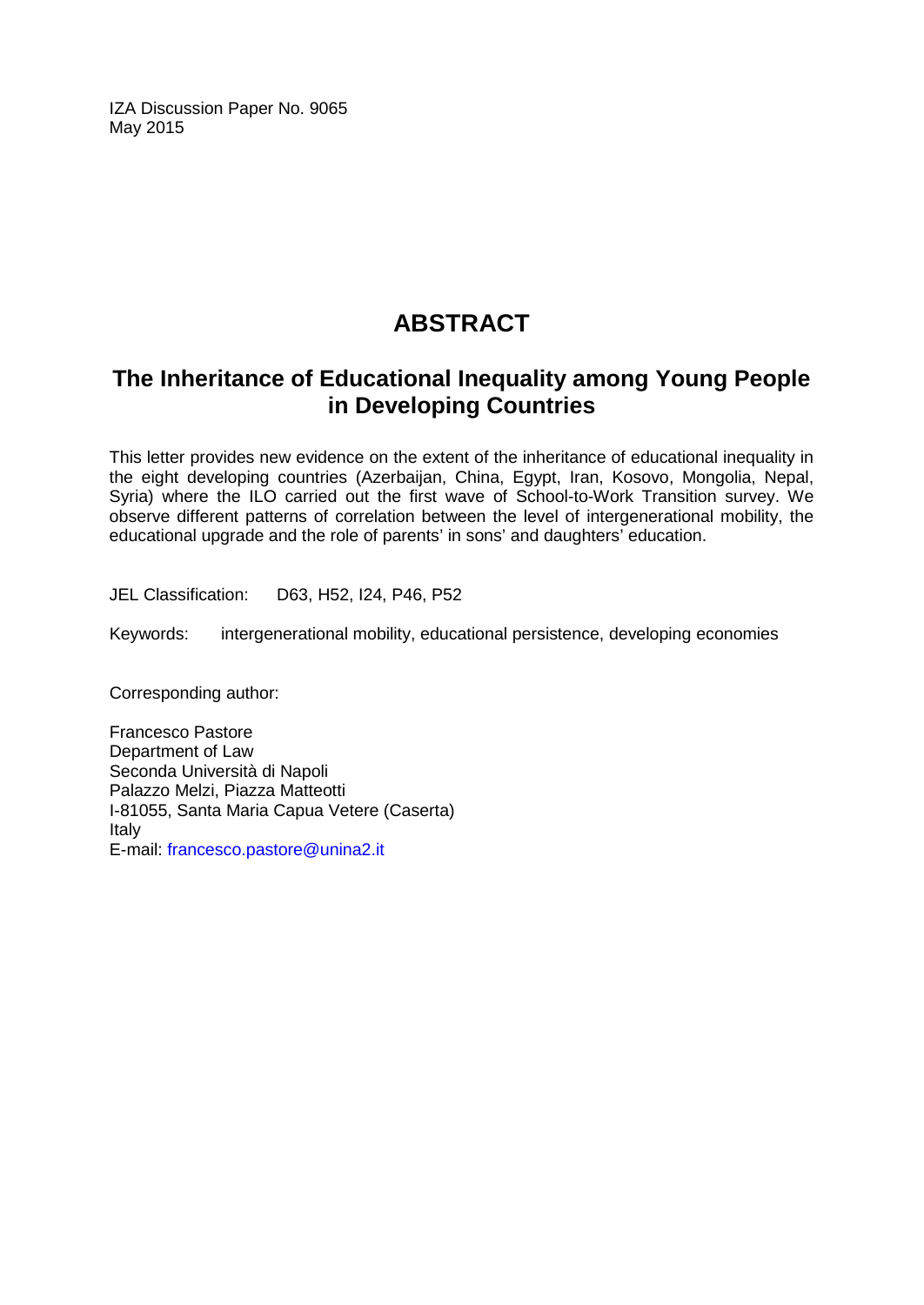IZA Discussion Paper No. 9065
May 2015

# ABSTRACT

## The Inheritance of Educational Inequality among Young People in Developing Countries

This letter provides new evidence on the extent of the inheritance of educational inequality in the eight developing countries (Azerbaijan, China, Egypt, Iran, Kosovo, Mongolia, Nepal, Syria) where the ILO carried out the first wave of School-to-Work Transition survey. We observe different patterns of correlation between the level of intergenerational mobility, the educational upgrade and the role of parents' in sons' and daughters' education.

JEL Classification: D63, H52, I24, P46, P52

Keywords: intergenerational mobility, educational persistence, developing economies

Corresponding author:

Francesco Pastore
Department of Law
Seconda Università di Napoli
Palazzo Melzi, Piazza Matteotti
I-81055, Santa Maria Capua Vetere (Caserta)
Italy
E-mail: francesco.pastore@unina2.it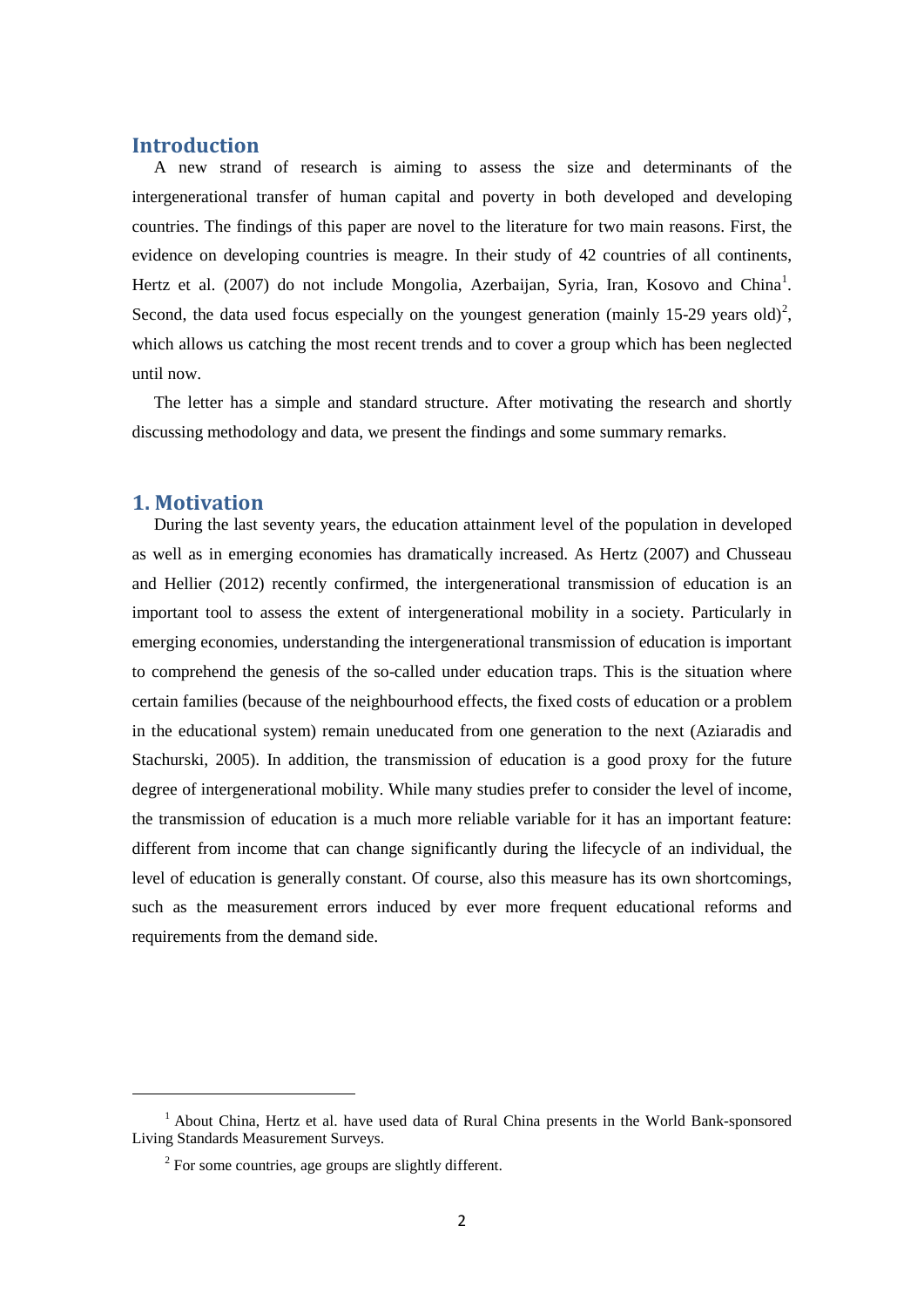## Introduction

A new strand of research is aiming to assess the size and determinants of the intergenerational transfer of human capital and poverty in both developed and developing countries. The findings of this paper are novel to the literature for two main reasons. First, the evidence on developing countries is meagre. In their study of 42 countries of all continents, Hertz et al. (2007) do not include Mongolia, Azerbaijan, Syria, Iran, Kosovo and China[1]. Second, the data used focus especially on the youngest generation (mainly 15-29 years old)[2], which allows us catching the most recent trends and to cover a group which has been neglected until now.

The letter has a simple and standard structure. After motivating the research and shortly discussing methodology and data, we present the findings and some summary remarks.

## 1. Motivation

During the last seventy years, the education attainment level of the population in developed as well as in emerging economies has dramatically increased. As Hertz (2007) and Chusseau and Hellier (2012) recently confirmed, the intergenerational transmission of education is an important tool to assess the extent of intergenerational mobility in a society. Particularly in emerging economies, understanding the intergenerational transmission of education is important to comprehend the genesis of the so-called under education traps. This is the situation where certain families (because of the neighbourhood effects, the fixed costs of education or a problem in the educational system) remain uneducated from one generation to the next (Aziaradis and Stachurski, 2005). In addition, the transmission of education is a good proxy for the future degree of intergenerational mobility. While many studies prefer to consider the level of income, the transmission of education is a much more reliable variable for it has an important feature: different from income that can change significantly during the lifecycle of an individual, the level of education is generally constant. Of course, also this measure has its own shortcomings, such as the measurement errors induced by ever more frequent educational reforms and requirements from the demand side.

[1] About China, Hertz et al. have used data of Rural China presents in the World Bank-sponsored Living Standards Measurement Surveys.

[2] For some countries, age groups are slightly different.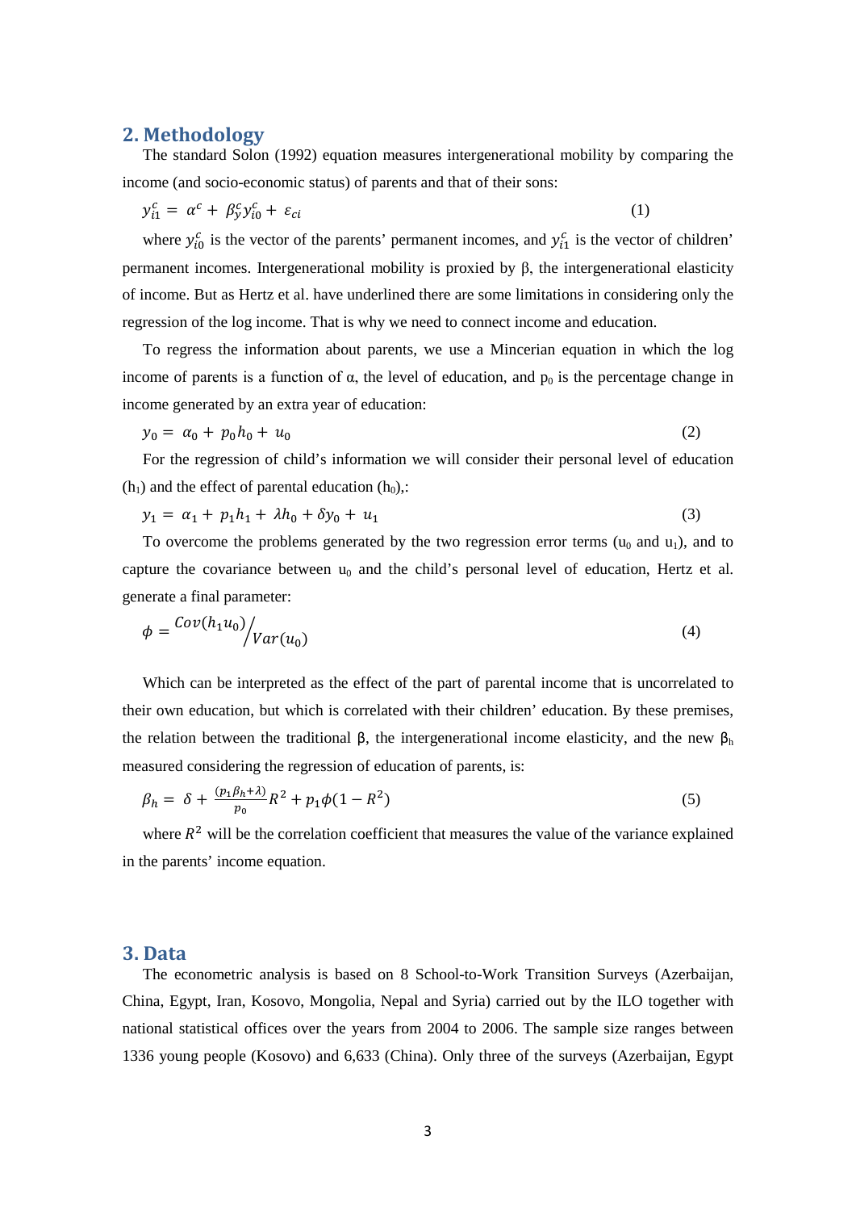## 2. Methodology

The standard Solon (1992) equation measures intergenerational mobility by comparing the income (and socio-economic status) of parents and that of their sons:

$$y_{i1}^{c} = \alpha^{c} + \beta_{y}^{c} y_{i0}^{c} + \varepsilon_{ci} \quad (1)$$

where $y_{i0}^{c}$ is the vector of the parents' permanent incomes, and $y_{i1}^{c}$ is the vector of children' permanent incomes. Intergenerational mobility is proxied by β, the intergenerational elasticity of income. But as Hertz et al. have underlined there are some limitations in considering only the regression of the log income. That is why we need to connect income and education.

To regress the information about parents, we use a Mincerian equation in which the log income of parents is a function of α, the level of education, and $p_0$ is the percentage change in income generated by an extra year of education:

$$y_0 = \alpha_0 + p_0 h_0 + u_0 \quad (2)$$

For the regression of child's information we will consider their personal level of education ($h_1$) and the effect of parental education ($h_0$),:

$$y_1 = \alpha_1 + p_1 h_1 + \lambda h_0 + \delta y_0 + u_1 \quad (3)$$

To overcome the problems generated by the two regression error terms ($u_0$ and $u_1$), and to capture the covariance between $u_0$ and the child's personal level of education, Hertz et al. generate a final parameter:

$$\phi = {Cov(h_1 u_0)}/{Var(u_0)} \quad (4)$$

Which can be interpreted as the effect of the part of parental income that is uncorrelated to their own education, but which is correlated with their children' education. By these premises, the relation between the traditional β, the intergenerational income elasticity, and the new $\beta_h$ measured considering the regression of education of parents, is:

$$\beta_h = \delta + \frac{(p_1 \beta_h + \lambda)}{p_0} R^2 + p_1 \phi (1 - R^2) \quad (5)$$

where $R^2$ will be the correlation coefficient that measures the value of the variance explained in the parents' income equation.

## 3. Data

The econometric analysis is based on 8 School-to-Work Transition Surveys (Azerbaijan, China, Egypt, Iran, Kosovo, Mongolia, Nepal and Syria) carried out by the ILO together with national statistical offices over the years from 2004 to 2006. The sample size ranges between 1336 young people (Kosovo) and 6,633 (China). Only three of the surveys (Azerbaijan, Egypt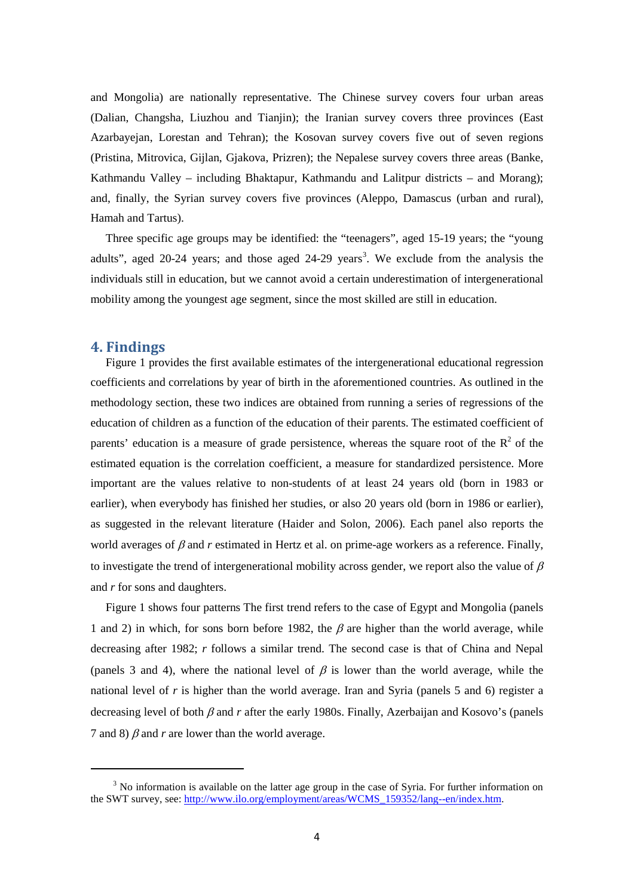and Mongolia) are nationally representative. The Chinese survey covers four urban areas (Dalian, Changsha, Liuzhou and Tianjin); the Iranian survey covers three provinces (East Azarbayejan, Lorestan and Tehran); the Kosovan survey covers five out of seven regions (Pristina, Mitrovica, Gijlan, Gjakova, Prizren); the Nepalese survey covers three areas (Banke, Kathmandu Valley – including Bhaktapur, Kathmandu and Lalitpur districts – and Morang); and, finally, the Syrian survey covers five provinces (Aleppo, Damascus (urban and rural), Hamah and Tartus).

Three specific age groups may be identified: the "teenagers", aged 15-19 years; the "young adults", aged 20-24 years; and those aged 24-29 years[3]. We exclude from the analysis the individuals still in education, but we cannot avoid a certain underestimation of intergenerational mobility among the youngest age segment, since the most skilled are still in education.

## 4. Findings

Figure 1 provides the first available estimates of the intergenerational educational regression coefficients and correlations by year of birth in the aforementioned countries. As outlined in the methodology section, these two indices are obtained from running a series of regressions of the education of children as a function of the education of their parents. The estimated coefficient of parents' education is a measure of grade persistence, whereas the square root of the $R^2$ of the estimated equation is the correlation coefficient, a measure for standardized persistence. More important are the values relative to non-students of at least 24 years old (born in 1983 or earlier), when everybody has finished her studies, or also 20 years old (born in 1986 or earlier), as suggested in the relevant literature (Haider and Solon, 2006). Each panel also reports the world averages of $\beta$ and $r$ estimated in Hertz et al. on prime-age workers as a reference. Finally, to investigate the trend of intergenerational mobility across gender, we report also the value of $\beta$ and $r$ for sons and daughters.

Figure 1 shows four patterns The first trend refers to the case of Egypt and Mongolia (panels 1 and 2) in which, for sons born before 1982, the $\beta$ are higher than the world average, while decreasing after 1982; $r$ follows a similar trend. The second case is that of China and Nepal (panels 3 and 4), where the national level of $\beta$ is lower than the world average, while the national level of $r$ is higher than the world average. Iran and Syria (panels 5 and 6) register a decreasing level of both $\beta$ and $r$ after the early 1980s. Finally, Azerbaijan and Kosovo's (panels 7 and 8) $\beta$ and $r$ are lower than the world average.

---

[3] No information is available on the latter age group in the case of Syria. For further information on the SWT survey, see: http://www.ilo.org/employment/areas/WCMS_159352/lang--en/index.htm.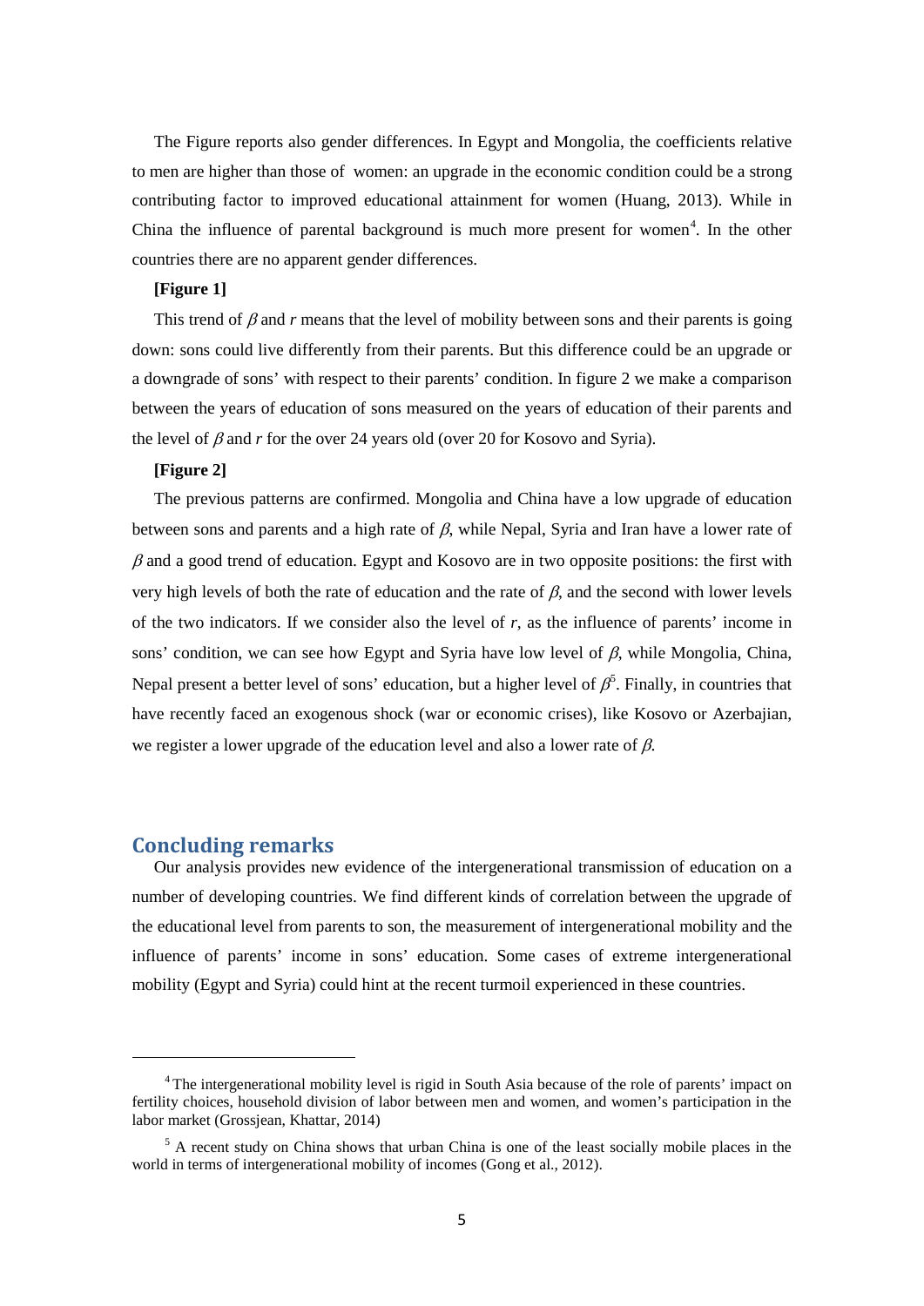The Figure reports also gender differences. In Egypt and Mongolia, the coefficients relative to men are higher than those of women: an upgrade in the economic condition could be a strong contributing factor to improved educational attainment for women (Huang, 2013). While in China the influence of parental background is much more present for women[4]. In the other countries there are no apparent gender differences.

**[Figure 1]**

This trend of $\beta$ and $r$ means that the level of mobility between sons and their parents is going down: sons could live differently from their parents. But this difference could be an upgrade or a downgrade of sons' with respect to their parents' condition. In figure 2 we make a comparison between the years of education of sons measured on the years of education of their parents and the level of $\beta$ and $r$ for the over 24 years old (over 20 for Kosovo and Syria).

**[Figure 2]**

The previous patterns are confirmed. Mongolia and China have a low upgrade of education between sons and parents and a high rate of $\beta$, while Nepal, Syria and Iran have a lower rate of $\beta$ and a good trend of education. Egypt and Kosovo are in two opposite positions: the first with very high levels of both the rate of education and the rate of $\beta$, and the second with lower levels of the two indicators. If we consider also the level of $r$, as the influence of parents' income in sons' condition, we can see how Egypt and Syria have low level of $\beta$, while Mongolia, China, Nepal present a better level of sons' education, but a higher level of $\beta$[5]. Finally, in countries that have recently faced an exogenous shock (war or economic crises), like Kosovo or Azerbajian, we register a lower upgrade of the education level and also a lower rate of $\beta$.

## Concluding remarks

Our analysis provides new evidence of the intergenerational transmission of education on a number of developing countries. We find different kinds of correlation between the upgrade of the educational level from parents to son, the measurement of intergenerational mobility and the influence of parents' income in sons' education. Some cases of extreme intergenerational mobility (Egypt and Syria) could hint at the recent turmoil experienced in these countries.

---

[4] The intergenerational mobility level is rigid in South Asia because of the role of parents' impact on fertility choices, household division of labor between men and women, and women's participation in the labor market (Grossjean, Khattar, 2014)

[5] A recent study on China shows that urban China is one of the least socially mobile places in the world in terms of intergenerational mobility of incomes (Gong et al., 2012).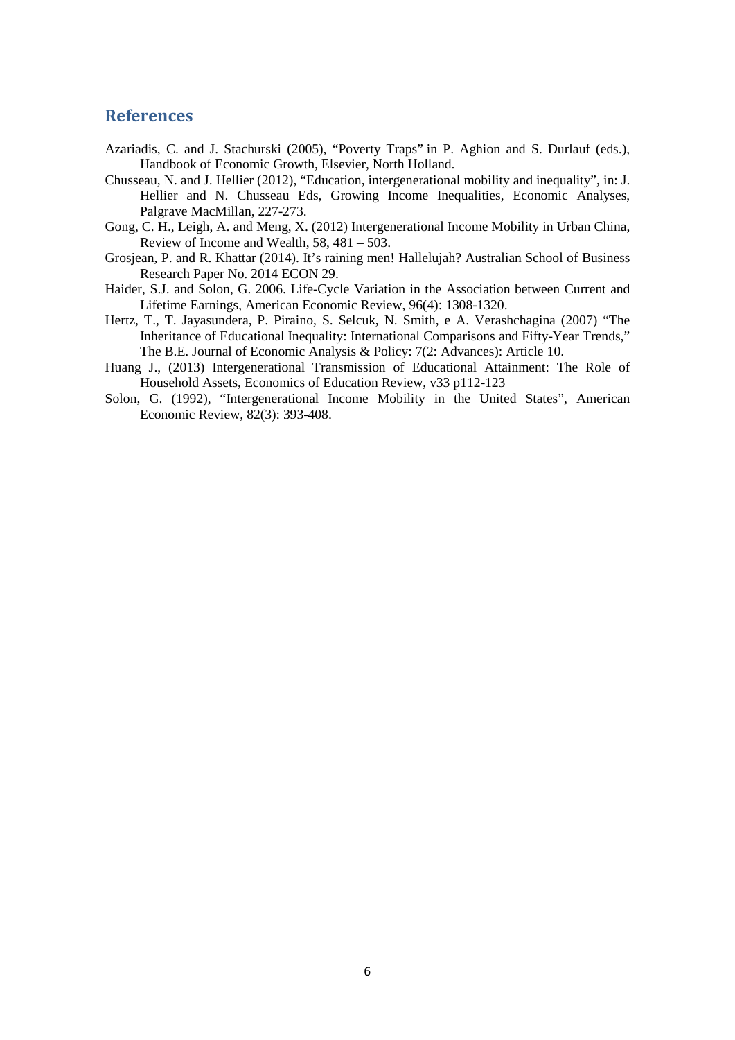## References

Azariadis, C. and J. Stachurski (2005), "Poverty Traps" in P. Aghion and S. Durlauf (eds.), Handbook of Economic Growth, Elsevier, North Holland.

Chusseau, N. and J. Hellier (2012), "Education, intergenerational mobility and inequality", in: J. Hellier and N. Chusseau Eds, Growing Income Inequalities, Economic Analyses, Palgrave MacMillan, 227-273.

Gong, C. H., Leigh, A. and Meng, X. (2012) Intergenerational Income Mobility in Urban China, Review of Income and Wealth, 58, 481 – 503.

Grosjean, P. and R. Khattar (2014). It's raining men! Hallelujah? Australian School of Business Research Paper No. 2014 ECON 29.

Haider, S.J. and Solon, G. 2006. Life-Cycle Variation in the Association between Current and Lifetime Earnings, American Economic Review, 96(4): 1308-1320.

Hertz, T., T. Jayasundera, P. Piraino, S. Selcuk, N. Smith, e A. Verashchagina (2007) "The Inheritance of Educational Inequality: International Comparisons and Fifty-Year Trends," The B.E. Journal of Economic Analysis & Policy: 7(2: Advances): Article 10.

Huang J., (2013) Intergenerational Transmission of Educational Attainment: The Role of Household Assets, Economics of Education Review, v33 p112-123

Solon, G. (1992), "Intergenerational Income Mobility in the United States", American Economic Review, 82(3): 393-408.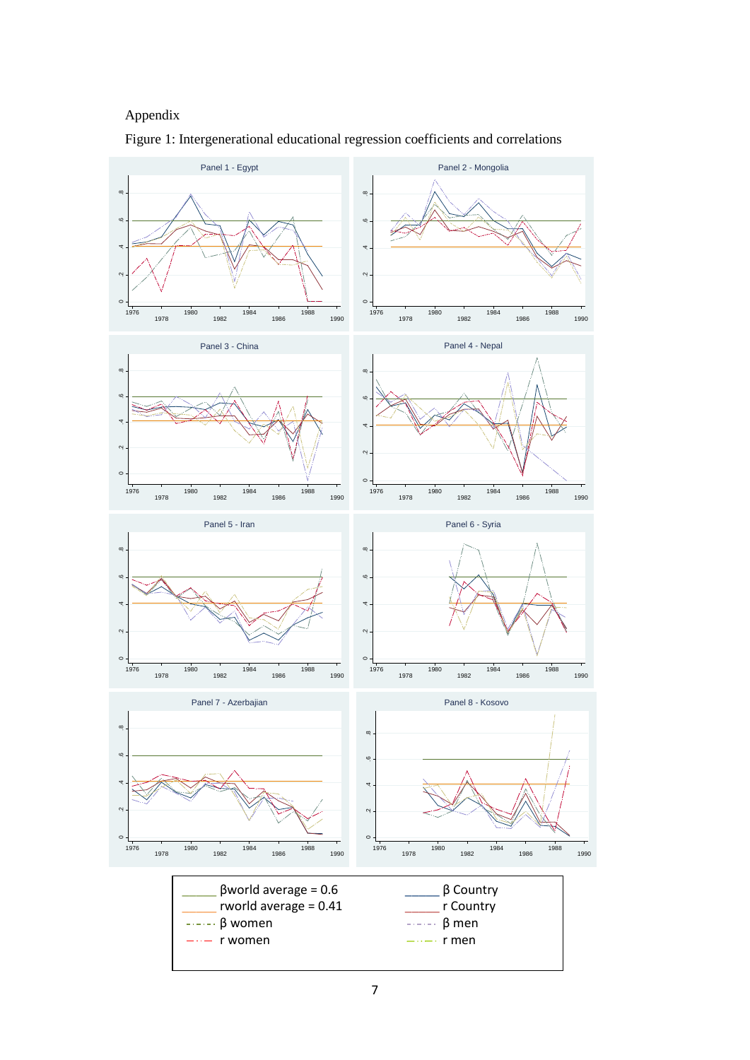Appendix

Figure 1: Intergenerational educational regression coefficients and correlations

Panel 1 - Egypt

Panel 2 - Mongolia

Panel 3 - China

Panel 4 - Nepal

Panel 5 - Iran

Panel 6 - Syria

Panel 7 - Azerbajian

Panel 8 - Kosovo

βworld average = 0.6
rworld average = 0.41
β women
r women
β Country
r Country
β men
r men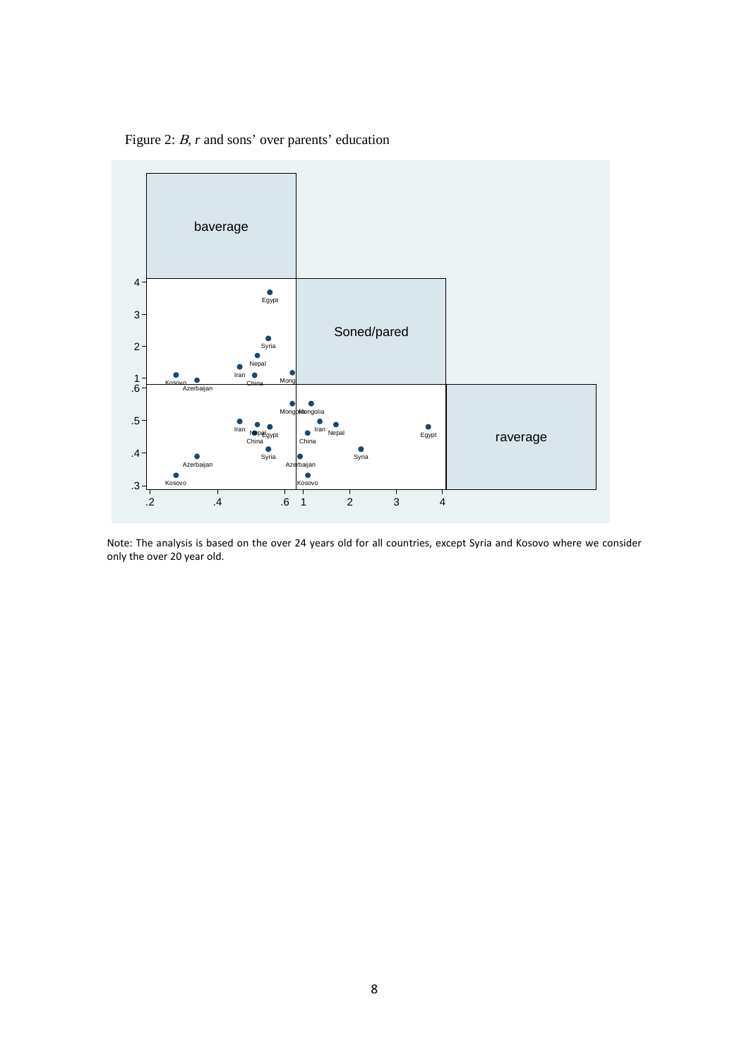Figure 2: $B$, $r$ and sons' over parents' education

baverage

Soned/pared

raverage

4
3
2
1
.6
.5
.4
.3

.2
.4
.6
1
2
3
4

Egypt
Syria
Nepal
Iran
China
Mong
Kosovo
Azerbaijan
Mongolia
Mongolia
Iran
Nepal
Egypt
China
Syria
Iran
Nepal
China
Egypt
Syria
Azerbaijan
Kosovo
Azerbaijan
Kosovo

Note: The analysis is based on the over 24 years old for all countries, except Syria and Kosovo where we consider only the over 20 year old.